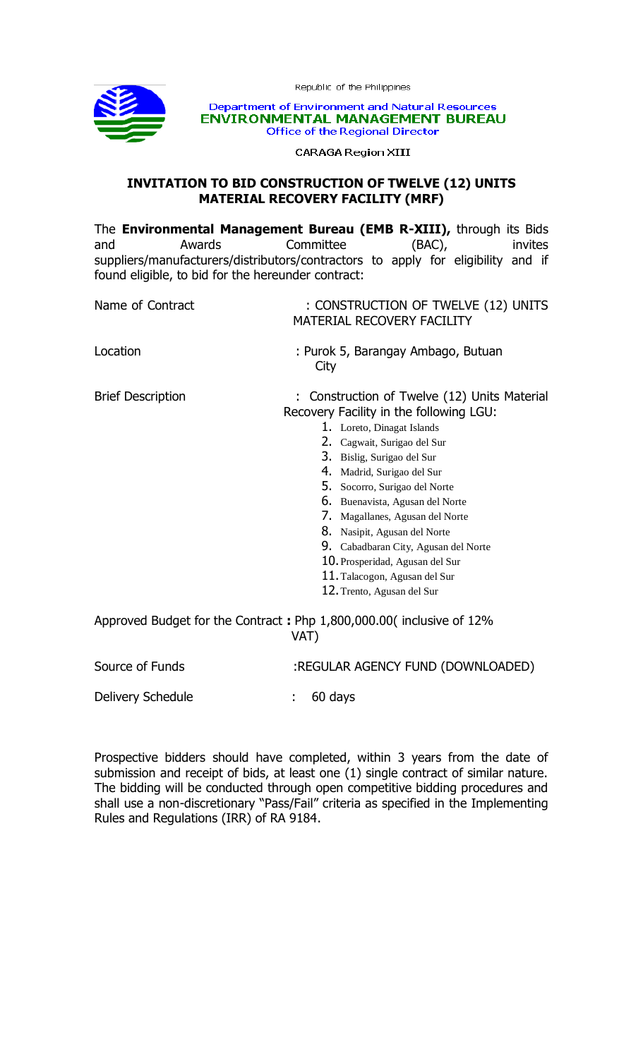Republic of the Philippines

Department of Environment and Natural Resources
**ENVIRONMENTAL MANAGEMENT BUREAU**
Office of the Regional Director

CARAGA Region XIII

## INVITATION TO BID CONSTRUCTION OF TWELVE (12) UNITS MATERIAL RECOVERY FACILITY (MRF)

The **Environmental Management Bureau (EMB R-XIII),** through its Bids and Awards Committee (BAC), invites suppliers/manufacturers/distributors/contractors to apply for eligibility and if found eligible, to bid for the hereunder contract:

Name of Contract : CONSTRUCTION OF TWELVE (12) UNITS MATERIAL RECOVERY FACILITY

Location : Purok 5, Barangay Ambago, Butuan City

Brief Description : Construction of Twelve (12) Units Material Recovery Facility in the following LGU:

1. Loreto, Dinagat Islands
2. Cagwait, Surigao del Sur
3. Bislig, Surigao del Sur
4. Madrid, Surigao del Sur
5. Socorro, Surigao del Norte
6. Buenavista, Agusan del Norte
7. Magallanes, Agusan del Norte
8. Nasipit, Agusan del Norte
9. Cabadbaran City, Agusan del Norte
10. Prosperidad, Agusan del Sur
11. Talacogon, Agusan del Sur
12. Trento, Agusan del Sur

Approved Budget for the Contract **:** Php 1,800,000.00( inclusive of 12% VAT)

Source of Funds :REGULAR AGENCY FUND (DOWNLOADED)

Delivery Schedule : 60 days

Prospective bidders should have completed, within 3 years from the date of submission and receipt of bids, at least one (1) single contract of similar nature. The bidding will be conducted through open competitive bidding procedures and shall use a non-discretionary "Pass/Fail" criteria as specified in the Implementing Rules and Regulations (IRR) of RA 9184.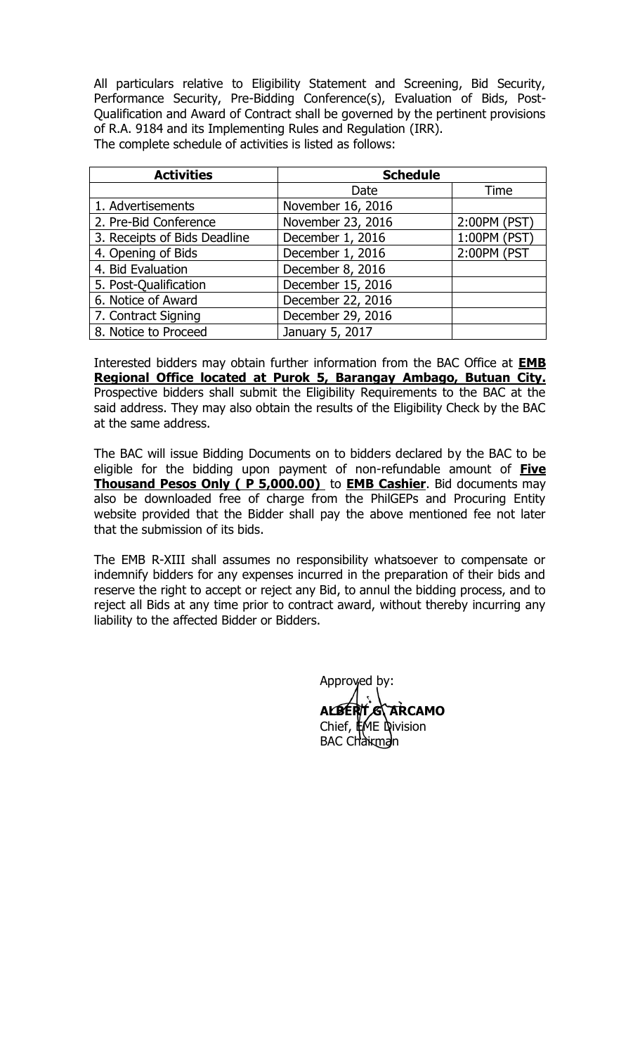All particulars relative to Eligibility Statement and Screening, Bid Security, Performance Security, Pre-Bidding Conference(s), Evaluation of Bids, Post-Qualification and Award of Contract shall be governed by the pertinent provisions of R.A. 9184 and its Implementing Rules and Regulation (IRR).
The complete schedule of activities is listed as follows:

| **Activities** | **Schedule** | |
|---|---|---|
| | Date | Time |
| 1. Advertisements | November 16, 2016 | |
| 2. Pre-Bid Conference | November 23, 2016 | 2:00PM (PST) |
| 3. Receipts of Bids Deadline | December 1, 2016 | 1:00PM (PST) |
| 4. Opening of Bids | December 1, 2016 | 2:00PM (PST |
| 4. Bid Evaluation | December 8, 2016 | |
| 5. Post-Qualification | December 15, 2016 | |
| 6. Notice of Award | December 22, 2016 | |
| 7. Contract Signing | December 29, 2016 | |
| 8. Notice to Proceed | January 5, 2017 | |

Interested bidders may obtain further information from the BAC Office at **EMB Regional Office located at Purok 5, Barangay Ambago, Butuan City.** Prospective bidders shall submit the Eligibility Requirements to the BAC at the said address. They may also obtain the results of the Eligibility Check by the BAC at the same address.

The BAC will issue Bidding Documents on to bidders declared by the BAC to be eligible for the bidding upon payment of non-refundable amount of **Five Thousand Pesos Only ( P 5,000.00)** to **EMB Cashier**. Bid documents may also be downloaded free of charge from the PhilGEPs and Procuring Entity website provided that the Bidder shall pay the above mentioned fee not later that the submission of its bids.

The EMB R-XIII shall assumes no responsibility whatsoever to compensate or indemnify bidders for any expenses incurred in the preparation of their bids and reserve the right to accept or reject any Bid, to annul the bidding process, and to reject all Bids at any time prior to contract award, without thereby incurring any liability to the affected Bidder or Bidders.

Approved by:

**ALBERT G. ARCAMO**
Chief, EME Division
BAC Chairman